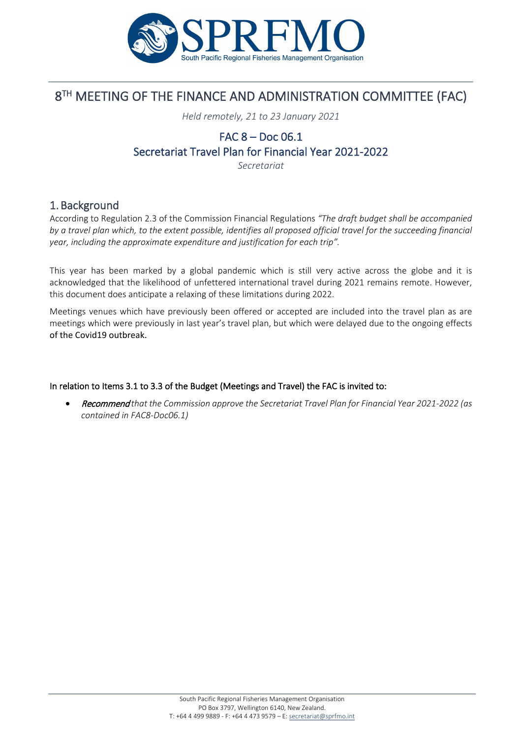# 8TH MEETING OF THE FINANCE AND ADMINISTRATION COMMITTEE (FAC)

*Held remotely, 21 to 23 January 2021*

## FAC 8 – Doc 06.1
## Secretariat Travel Plan for Financial Year 2021-2022

*Secretariat*

## 1. Background

According to Regulation 2.3 of the Commission Financial Regulations *"The draft budget shall be accompanied by a travel plan which, to the extent possible, identifies all proposed official travel for the succeeding financial year, including the approximate expenditure and justification for each trip"*.

This year has been marked by a global pandemic which is still very active across the globe and it is acknowledged that the likelihood of unfettered international travel during 2021 remains remote. However, this document does anticipate a relaxing of these limitations during 2022.

Meetings venues which have previously been offered or accepted are included into the travel plan as are meetings which were previously in last year's travel plan, but which were delayed due to the ongoing effects of the Covid19 outbreak.

In relation to Items 3.1 to 3.3 of the Budget (Meetings and Travel) the FAC is invited to:

- ***Recommend*** *that the Commission approve the Secretariat Travel Plan for Financial Year 2021-2022 (as contained in FAC8-Doc06.1)*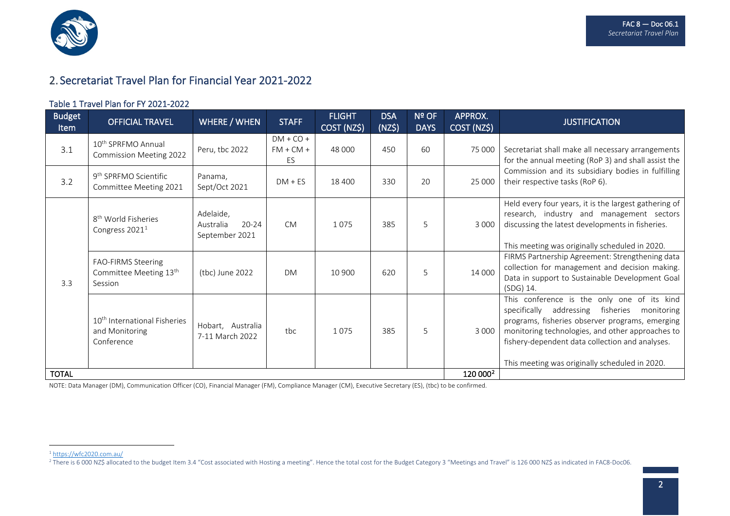## 2. Secretariat Travel Plan for Financial Year 2021-2022

### Table 1 Travel Plan for FY 2021-2022

| Budget Item | OFFICIAL TRAVEL | WHERE / WHEN | STAFF | FLIGHT COST (NZ$) | DSA (NZ$) | Nº OF DAYS | APPROX. COST (NZ$) | JUSTIFICATION |
|---|---|---|---|---|---|---|---|---|
| 3.1 | 10th SPRFMO Annual Commission Meeting 2022 | Peru, tbc 2022 | DM + CO + FM + CM + ES | 48 000 | 450 | 60 | 75 000 | Secretariat shall make all necessary arrangements for the annual meeting (RoP 3) and shall assist the Commission and its subsidiary bodies in fulfilling their respective tasks (RoP 6). |
| 3.2 | 9th SPRFMO Scientific Committee Meeting 2021 | Panama, Sept/Oct 2021 | DM + ES | 18 400 | 330 | 20 | 25 000 | |
| 3.3 | 8th World Fisheries Congress 2021[1] | Adelaide, Australia 20-24 September 2021 | CM | 1 075 | 385 | 5 | 3 000 | Held every four years, it is the largest gathering of research, industry and management sectors discussing the latest developments in fisheries. This meeting was originally scheduled in 2020. |
| | FAO-FIRMS Steering Committee Meeting 13th Session | (tbc) June 2022 | DM | 10 900 | 620 | 5 | 14 000 | FIRMS Partnership Agreement: Strengthening data collection for management and decision making. Data in support to Sustainable Development Goal (SDG) 14. |
| | 10th International Fisheries and Monitoring Conference | Hobart, Australia 7-11 March 2022 | tbc | 1 075 | 385 | 5 | 3 000 | This conference is the only one of its kind specifically addressing fisheries monitoring programs, fisheries observer programs, emerging monitoring technologies, and other approaches to fishery-dependent data collection and analyses. This meeting was originally scheduled in 2020. |
| TOTAL | | | | | | | 120 000[2] | |

NOTE: Data Manager (DM), Communication Officer (CO), Financial Manager (FM), Compliance Manager (CM), Executive Secretary (ES), (tbc) to be confirmed.

[1] https://wfc2020.com.au/

[2] There is 6 000 NZ$ allocated to the budget Item 3.4 "Cost associated with Hosting a meeting". Hence the total cost for the Budget Category 3 "Meetings and Travel" is 126 000 NZ$ as indicated in FAC8-Doc06.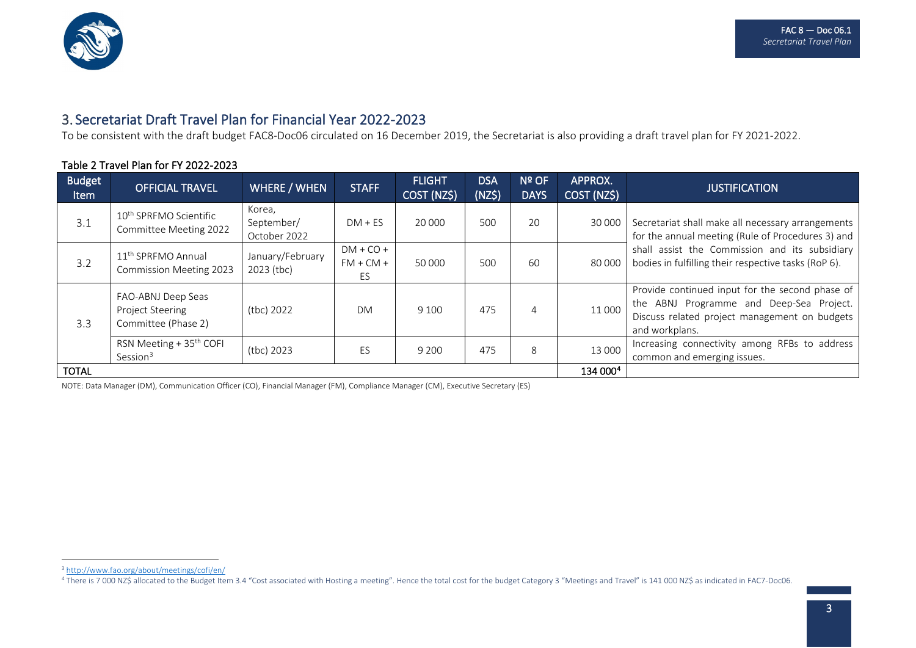## 3. Secretariat Draft Travel Plan for Financial Year 2022-2023

To be consistent with the draft budget FAC8-Doc06 circulated on 16 December 2019, the Secretariat is also providing a draft travel plan for FY 2021-2022.

### Table 2 Travel Plan for FY 2022-2023

| Budget Item | OFFICIAL TRAVEL | WHERE / WHEN | STAFF | FLIGHT COST (NZ$) | DSA (NZ$) | Nº OF DAYS | APPROX. COST (NZ$) | JUSTIFICATION |
|---|---|---|---|---|---|---|---|---|
| 3.1 | 10th SPRFMO Scientific Committee Meeting 2022 | Korea, September/ October 2022 | DM + ES | 20 000 | 500 | 20 | 30 000 | Secretariat shall make all necessary arrangements for the annual meeting (Rule of Procedures 3) and shall assist the Commission and its subsidiary bodies in fulfilling their respective tasks (RoP 6). |
| 3.2 | 11th SPRFMO Annual Commission Meeting 2023 | January/February 2023 (tbc) | DM + CO + FM + CM + ES | 50 000 | 500 | 60 | 80 000 | |
| 3.3 | FAO-ABNJ Deep Seas Project Steering Committee (Phase 2) | (tbc) 2022 | DM | 9 100 | 475 | 4 | 11 000 | Provide continued input for the second phase of the ABNJ Programme and Deep-Sea Project. Discuss related project management on budgets and workplans. |
| | RSN Meeting + 35th COFI Session[3] | (tbc) 2023 | ES | 9 200 | 475 | 8 | 13 000 | Increasing connectivity among RFBs to address common and emerging issues. |
| TOTAL | | | | | | | 134 000[4] | |

NOTE: Data Manager (DM), Communication Officer (CO), Financial Manager (FM), Compliance Manager (CM), Executive Secretary (ES)

[3] http://www.fao.org/about/meetings/cofi/en/

[4] There is 7 000 NZ$ allocated to the Budget Item 3.4 "Cost associated with Hosting a meeting". Hence the total cost for the budget Category 3 "Meetings and Travel" is 141 000 NZ$ as indicated in FAC7-Doc06.